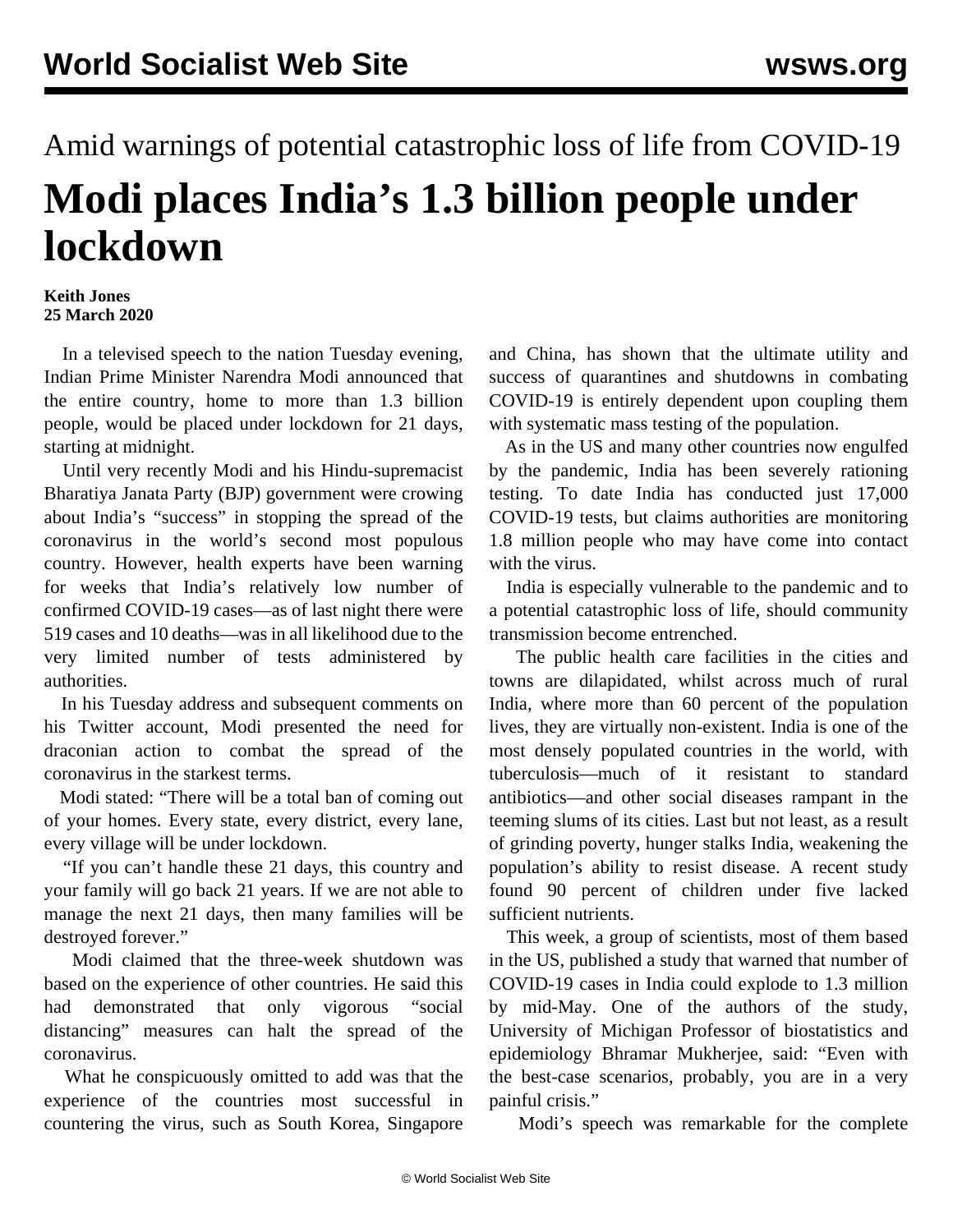## Amid warnings of potential catastrophic loss of life from COVID-19

# Modi places India's 1.3 billion people under lockdown

**Keith Jones**
**25 March 2020**

In a televised speech to the nation Tuesday evening, Indian Prime Minister Narendra Modi announced that the entire country, home to more than 1.3 billion people, would be placed under lockdown for 21 days, starting at midnight.

Until very recently Modi and his Hindu-supremacist Bharatiya Janata Party (BJP) government were crowing about India's "success" in stopping the spread of the coronavirus in the world's second most populous country. However, health experts have been warning for weeks that India's relatively low number of confirmed COVID-19 cases—as of last night there were 519 cases and 10 deaths—was in all likelihood due to the very limited number of tests administered by authorities.

In his Tuesday address and subsequent comments on his Twitter account, Modi presented the need for draconian action to combat the spread of the coronavirus in the starkest terms.

Modi stated: "There will be a total ban of coming out of your homes. Every state, every district, every lane, every village will be under lockdown.

"If you can't handle these 21 days, this country and your family will go back 21 years. If we are not able to manage the next 21 days, then many families will be destroyed forever."

Modi claimed that the three-week shutdown was based on the experience of other countries. He said this had demonstrated that only vigorous "social distancing" measures can halt the spread of the coronavirus.

What he conspicuously omitted to add was that the experience of the countries most successful in countering the virus, such as South Korea, Singapore and China, has shown that the ultimate utility and success of quarantines and shutdowns in combating COVID-19 is entirely dependent upon coupling them with systematic mass testing of the population.

As in the US and many other countries now engulfed by the pandemic, India has been severely rationing testing. To date India has conducted just 17,000 COVID-19 tests, but claims authorities are monitoring 1.8 million people who may have come into contact with the virus.

India is especially vulnerable to the pandemic and to a potential catastrophic loss of life, should community transmission become entrenched.

The public health care facilities in the cities and towns are dilapidated, whilst across much of rural India, where more than 60 percent of the population lives, they are virtually non-existent. India is one of the most densely populated countries in the world, with tuberculosis—much of it resistant to standard antibiotics—and other social diseases rampant in the teeming slums of its cities. Last but not least, as a result of grinding poverty, hunger stalks India, weakening the population's ability to resist disease. A recent study found 90 percent of children under five lacked sufficient nutrients.

This week, a group of scientists, most of them based in the US, published a study that warned that number of COVID-19 cases in India could explode to 1.3 million by mid-May. One of the authors of the study, University of Michigan Professor of biostatistics and epidemiology Bhramar Mukherjee, said: "Even with the best-case scenarios, probably, you are in a very painful crisis."

Modi's speech was remarkable for the complete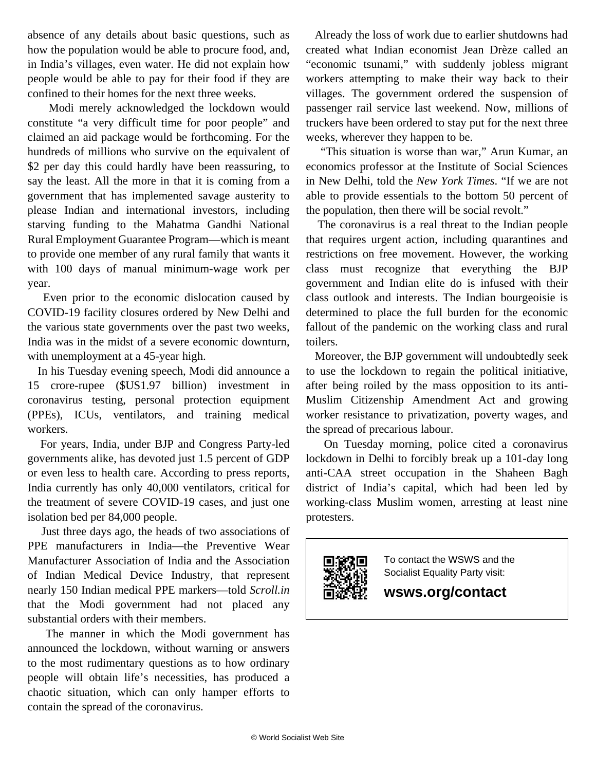absence of any details about basic questions, such as how the population would be able to procure food, and, in India's villages, even water. He did not explain how people would be able to pay for their food if they are confined to their homes for the next three weeks.

Modi merely acknowledged the lockdown would constitute "a very difficult time for poor people" and claimed an aid package would be forthcoming. For the hundreds of millions who survive on the equivalent of $2 per day this could hardly have been reassuring, to say the least. All the more in that it is coming from a government that has implemented savage austerity to please Indian and international investors, including starving funding to the Mahatma Gandhi National Rural Employment Guarantee Program—which is meant to provide one member of any rural family that wants it with 100 days of manual minimum-wage work per year.

Even prior to the economic dislocation caused by COVID-19 facility closures ordered by New Delhi and the various state governments over the past two weeks, India was in the midst of a severe economic downturn, with unemployment at a 45-year high.

In his Tuesday evening speech, Modi did announce a 15 crore-rupee ($US1.97 billion) investment in coronavirus testing, personal protection equipment (PPEs), ICUs, ventilators, and training medical workers.

For years, India, under BJP and Congress Party-led governments alike, has devoted just 1.5 percent of GDP or even less to health care. According to press reports, India currently has only 40,000 ventilators, critical for the treatment of severe COVID-19 cases, and just one isolation bed per 84,000 people.

Just three days ago, the heads of two associations of PPE manufacturers in India—the Preventive Wear Manufacturer Association of India and the Association of Indian Medical Device Industry, that represent nearly 150 Indian medical PPE markers—told *Scroll.in* that the Modi government had not placed any substantial orders with their members.

The manner in which the Modi government has announced the lockdown, without warning or answers to the most rudimentary questions as to how ordinary people will obtain life's necessities, has produced a chaotic situation, which can only hamper efforts to contain the spread of the coronavirus.

Already the loss of work due to earlier shutdowns had created what Indian economist Jean Drèze called an "economic tsunami," with suddenly jobless migrant workers attempting to make their way back to their villages. The government ordered the suspension of passenger rail service last weekend. Now, millions of truckers have been ordered to stay put for the next three weeks, wherever they happen to be.

"This situation is worse than war," Arun Kumar, an economics professor at the Institute of Social Sciences in New Delhi, told the *New York Times*. "If we are not able to provide essentials to the bottom 50 percent of the population, then there will be social revolt."

The coronavirus is a real threat to the Indian people that requires urgent action, including quarantines and restrictions on free movement. However, the working class must recognize that everything the BJP government and Indian elite do is infused with their class outlook and interests. The Indian bourgeoisie is determined to place the full burden for the economic fallout of the pandemic on the working class and rural toilers.

Moreover, the BJP government will undoubtedly seek to use the lockdown to regain the political initiative, after being roiled by the mass opposition to its anti-Muslim Citizenship Amendment Act and growing worker resistance to privatization, poverty wages, and the spread of precarious labour.

On Tuesday morning, police cited a coronavirus lockdown in Delhi to forcibly break up a 101-day long anti-CAA street occupation in the Shaheen Bagh district of India's capital, which had been led by working-class Muslim women, arresting at least nine protesters.

To contact the WSWS and the Socialist Equality Party visit:

**wsws.org/contact**